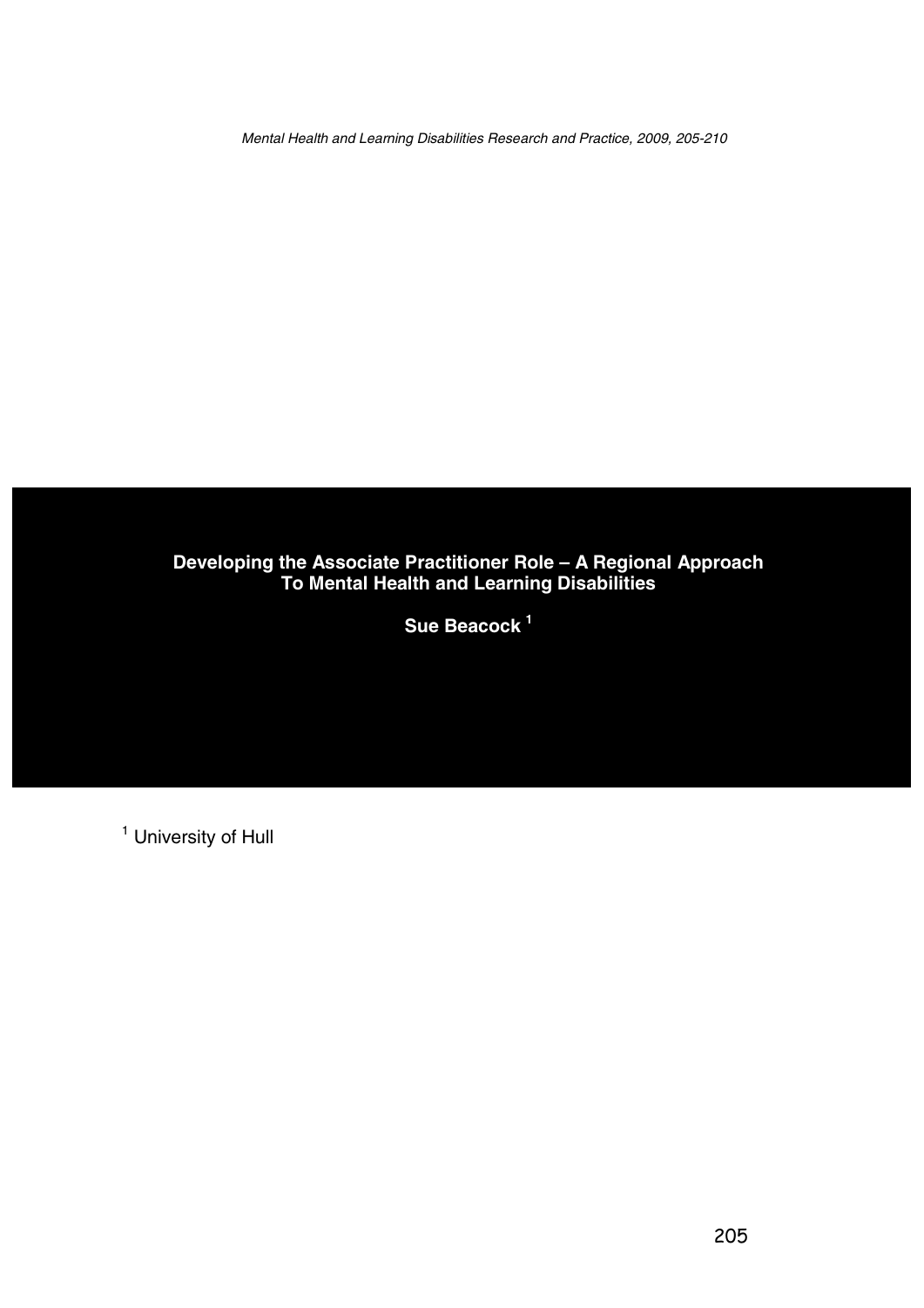# Developing the Associate Practitioner Role – A Regional Approach To Mental Health and Learning Disabilities

**Sue Beacock** [1]

[1] University of Hull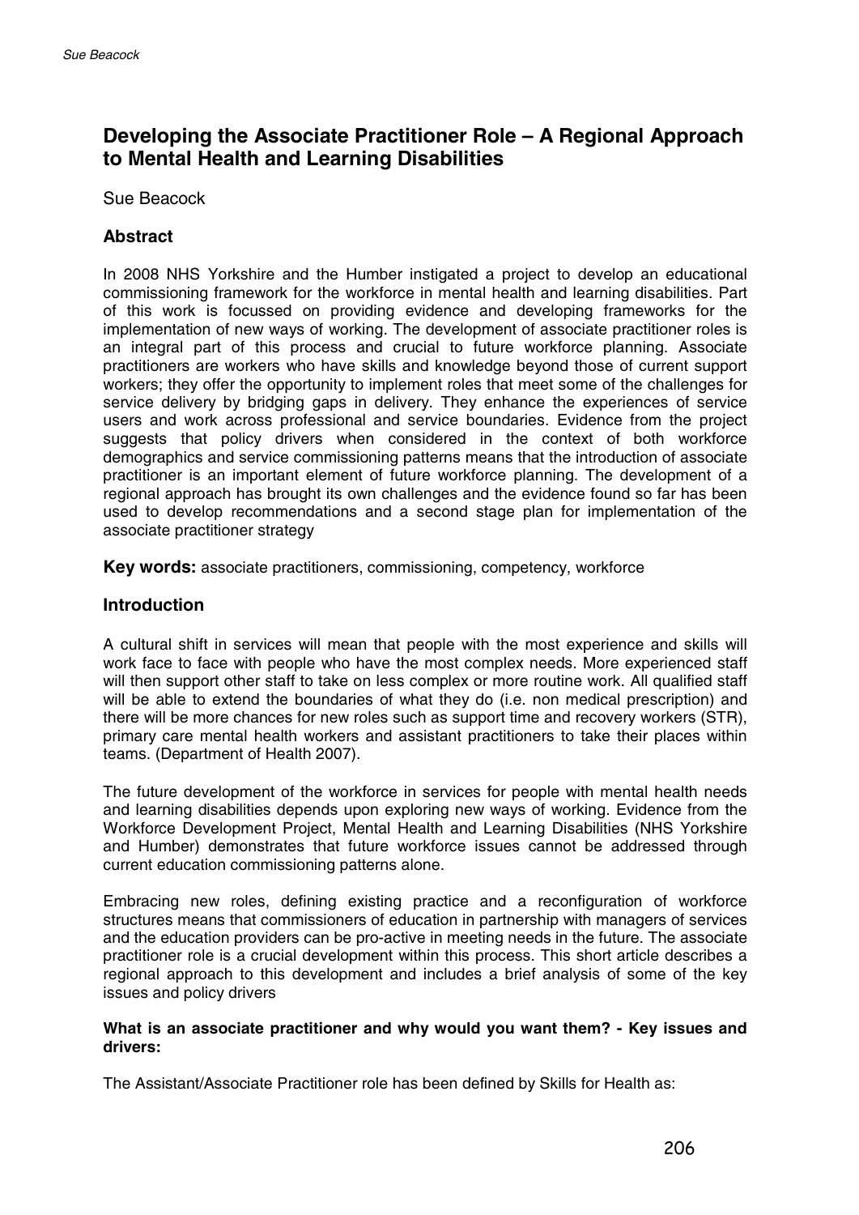# Developing the Associate Practitioner Role – A Regional Approach to Mental Health and Learning Disabilities

Sue Beacock

## Abstract

In 2008 NHS Yorkshire and the Humber instigated a project to develop an educational commissioning framework for the workforce in mental health and learning disabilities. Part of this work is focussed on providing evidence and developing frameworks for the implementation of new ways of working. The development of associate practitioner roles is an integral part of this process and crucial to future workforce planning. Associate practitioners are workers who have skills and knowledge beyond those of current support workers; they offer the opportunity to implement roles that meet some of the challenges for service delivery by bridging gaps in delivery. They enhance the experiences of service users and work across professional and service boundaries. Evidence from the project suggests that policy drivers when considered in the context of both workforce demographics and service commissioning patterns means that the introduction of associate practitioner is an important element of future workforce planning. The development of a regional approach has brought its own challenges and the evidence found so far has been used to develop recommendations and a second stage plan for implementation of the associate practitioner strategy

**Key words:** associate practitioners, commissioning, competency, workforce

## Introduction

A cultural shift in services will mean that people with the most experience and skills will work face to face with people who have the most complex needs. More experienced staff will then support other staff to take on less complex or more routine work. All qualified staff will be able to extend the boundaries of what they do (i.e. non medical prescription) and there will be more chances for new roles such as support time and recovery workers (STR), primary care mental health workers and assistant practitioners to take their places within teams. (Department of Health 2007).

The future development of the workforce in services for people with mental health needs and learning disabilities depends upon exploring new ways of working. Evidence from the Workforce Development Project, Mental Health and Learning Disabilities (NHS Yorkshire and Humber) demonstrates that future workforce issues cannot be addressed through current education commissioning patterns alone.

Embracing new roles, defining existing practice and a reconfiguration of workforce structures means that commissioners of education in partnership with managers of services and the education providers can be pro-active in meeting needs in the future. The associate practitioner role is a crucial development within this process. This short article describes a regional approach to this development and includes a brief analysis of some of the key issues and policy drivers

#### What is an associate practitioner and why would you want them? - Key issues and drivers:

The Assistant/Associate Practitioner role has been defined by Skills for Health as: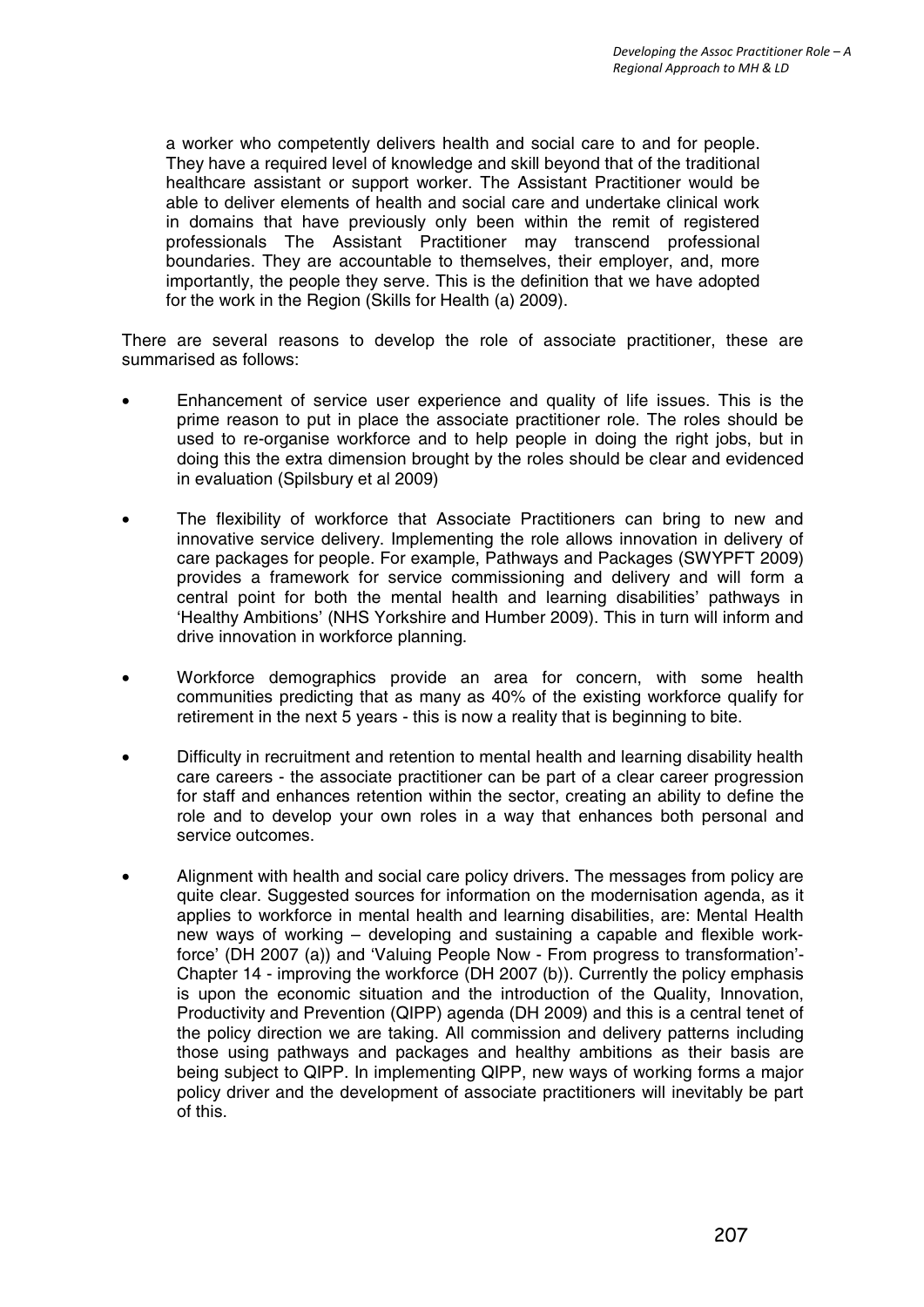> a worker who competently delivers health and social care to and for people. They have a required level of knowledge and skill beyond that of the traditional healthcare assistant or support worker. The Assistant Practitioner would be able to deliver elements of health and social care and undertake clinical work in domains that have previously only been within the remit of registered professionals The Assistant Practitioner may transcend professional boundaries. They are accountable to themselves, their employer, and, more importantly, the people they serve. This is the definition that we have adopted for the work in the Region (Skills for Health (a) 2009).

There are several reasons to develop the role of associate practitioner, these are summarised as follows:

- Enhancement of service user experience and quality of life issues. This is the prime reason to put in place the associate practitioner role. The roles should be used to re-organise workforce and to help people in doing the right jobs, but in doing this the extra dimension brought by the roles should be clear and evidenced in evaluation (Spilsbury et al 2009)

- The flexibility of workforce that Associate Practitioners can bring to new and innovative service delivery. Implementing the role allows innovation in delivery of care packages for people. For example, Pathways and Packages (SWYPFT 2009) provides a framework for service commissioning and delivery and will form a central point for both the mental health and learning disabilities' pathways in 'Healthy Ambitions' (NHS Yorkshire and Humber 2009). This in turn will inform and drive innovation in workforce planning.

- Workforce demographics provide an area for concern, with some health communities predicting that as many as 40% of the existing workforce qualify for retirement in the next 5 years - this is now a reality that is beginning to bite.

- Difficulty in recruitment and retention to mental health and learning disability health care careers - the associate practitioner can be part of a clear career progression for staff and enhances retention within the sector, creating an ability to define the role and to develop your own roles in a way that enhances both personal and service outcomes.

- Alignment with health and social care policy drivers. The messages from policy are quite clear. Suggested sources for information on the modernisation agenda, as it applies to workforce in mental health and learning disabilities, are: Mental Health new ways of working – developing and sustaining a capable and flexible work-force' (DH 2007 (a)) and 'Valuing People Now - From progress to transformation'- Chapter 14 - improving the workforce (DH 2007 (b)). Currently the policy emphasis is upon the economic situation and the introduction of the Quality, Innovation, Productivity and Prevention (QIPP) agenda (DH 2009) and this is a central tenet of the policy direction we are taking. All commission and delivery patterns including those using pathways and packages and healthy ambitions as their basis are being subject to QIPP. In implementing QIPP, new ways of working forms a major policy driver and the development of associate practitioners will inevitably be part of this.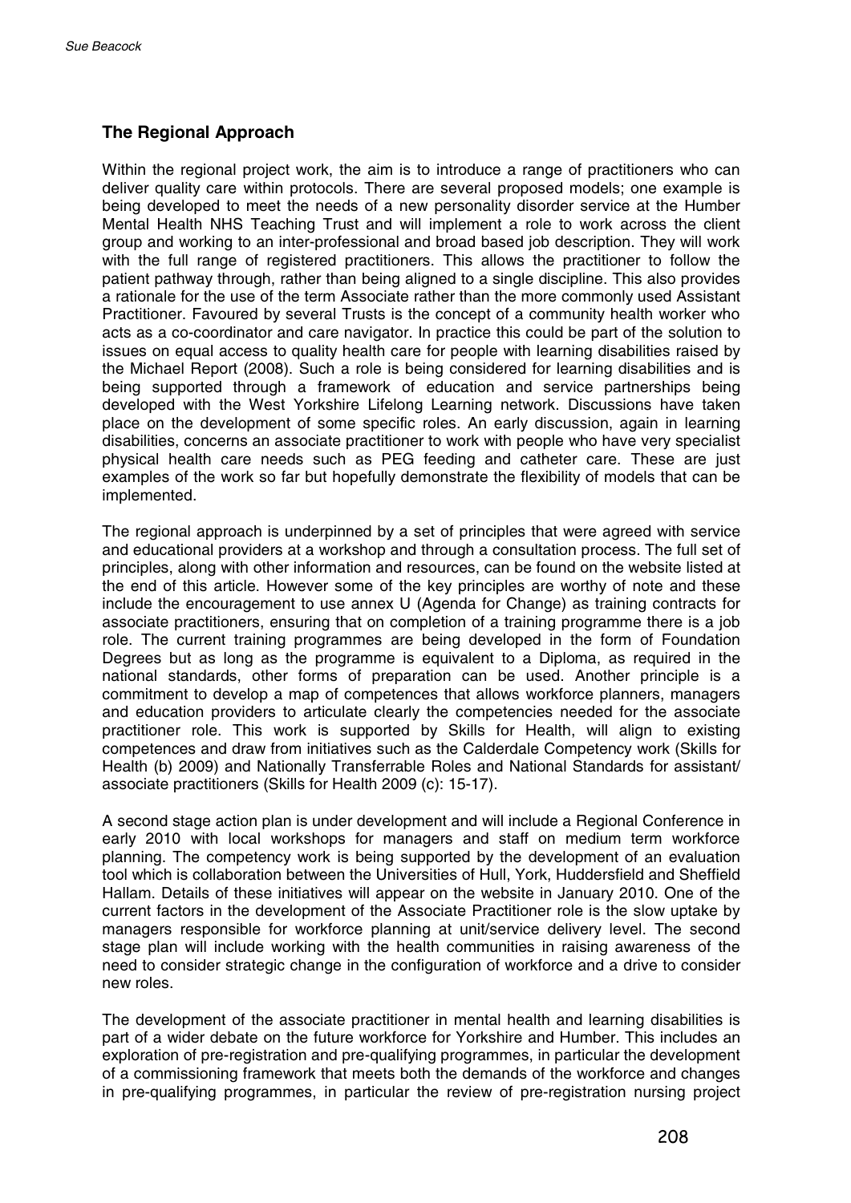## The Regional Approach

Within the regional project work, the aim is to introduce a range of practitioners who can deliver quality care within protocols. There are several proposed models; one example is being developed to meet the needs of a new personality disorder service at the Humber Mental Health NHS Teaching Trust and will implement a role to work across the client group and working to an inter-professional and broad based job description. They will work with the full range of registered practitioners. This allows the practitioner to follow the patient pathway through, rather than being aligned to a single discipline. This also provides a rationale for the use of the term Associate rather than the more commonly used Assistant Practitioner. Favoured by several Trusts is the concept of a community health worker who acts as a co-coordinator and care navigator. In practice this could be part of the solution to issues on equal access to quality health care for people with learning disabilities raised by the Michael Report (2008). Such a role is being considered for learning disabilities and is being supported through a framework of education and service partnerships being developed with the West Yorkshire Lifelong Learning network. Discussions have taken place on the development of some specific roles. An early discussion, again in learning disabilities, concerns an associate practitioner to work with people who have very specialist physical health care needs such as PEG feeding and catheter care. These are just examples of the work so far but hopefully demonstrate the flexibility of models that can be implemented.

The regional approach is underpinned by a set of principles that were agreed with service and educational providers at a workshop and through a consultation process. The full set of principles, along with other information and resources, can be found on the website listed at the end of this article. However some of the key principles are worthy of note and these include the encouragement to use annex U (Agenda for Change) as training contracts for associate practitioners, ensuring that on completion of a training programme there is a job role. The current training programmes are being developed in the form of Foundation Degrees but as long as the programme is equivalent to a Diploma, as required in the national standards, other forms of preparation can be used. Another principle is a commitment to develop a map of competences that allows workforce planners, managers and education providers to articulate clearly the competencies needed for the associate practitioner role. This work is supported by Skills for Health, will align to existing competences and draw from initiatives such as the Calderdale Competency work (Skills for Health (b) 2009) and Nationally Transferrable Roles and National Standards for assistant/ associate practitioners (Skills for Health 2009 (c): 15-17).

A second stage action plan is under development and will include a Regional Conference in early 2010 with local workshops for managers and staff on medium term workforce planning. The competency work is being supported by the development of an evaluation tool which is collaboration between the Universities of Hull, York, Huddersfield and Sheffield Hallam. Details of these initiatives will appear on the website in January 2010. One of the current factors in the development of the Associate Practitioner role is the slow uptake by managers responsible for workforce planning at unit/service delivery level. The second stage plan will include working with the health communities in raising awareness of the need to consider strategic change in the configuration of workforce and a drive to consider new roles.

The development of the associate practitioner in mental health and learning disabilities is part of a wider debate on the future workforce for Yorkshire and Humber. This includes an exploration of pre-registration and pre-qualifying programmes, in particular the development of a commissioning framework that meets both the demands of the workforce and changes in pre-qualifying programmes, in particular the review of pre-registration nursing project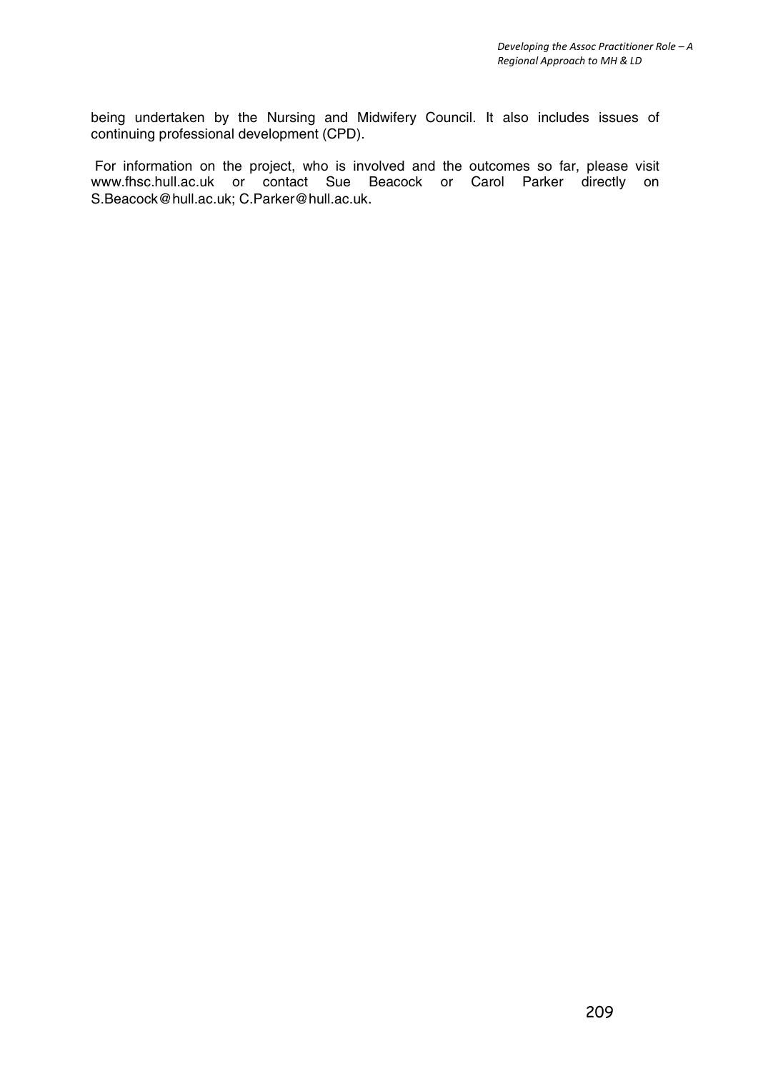being undertaken by the Nursing and Midwifery Council. It also includes issues of continuing professional development (CPD).

For information on the project, who is involved and the outcomes so far, please visit www.fhsc.hull.ac.uk or contact Sue Beacock or Carol Parker directly on S.Beacock@hull.ac.uk; C.Parker@hull.ac.uk.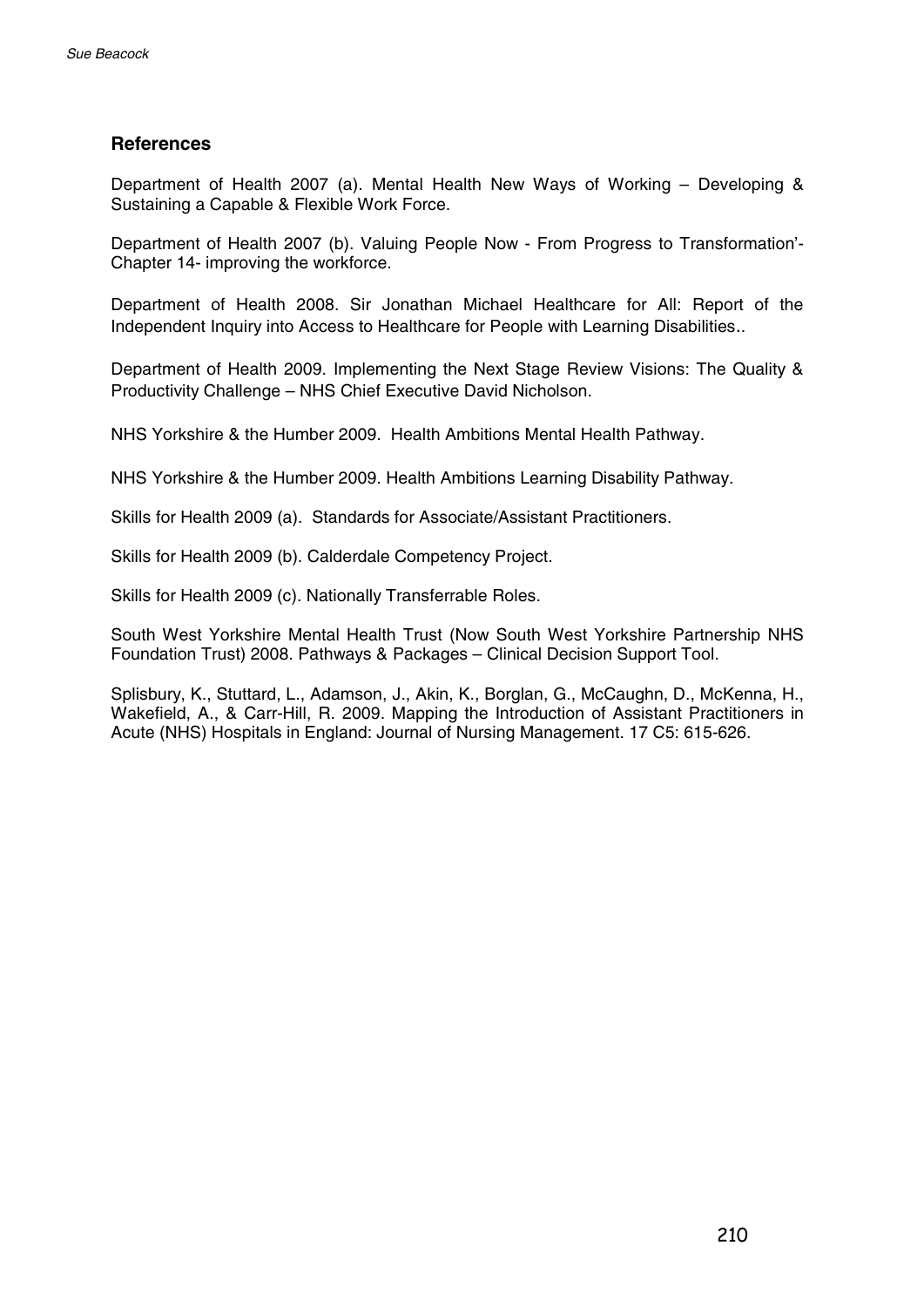## References

Department of Health 2007 (a). Mental Health New Ways of Working – Developing & Sustaining a Capable & Flexible Work Force.

Department of Health 2007 (b). Valuing People Now - From Progress to Transformation'- Chapter 14- improving the workforce.

Department of Health 2008. Sir Jonathan Michael Healthcare for All: Report of the Independent Inquiry into Access to Healthcare for People with Learning Disabilities..

Department of Health 2009. Implementing the Next Stage Review Visions: The Quality & Productivity Challenge – NHS Chief Executive David Nicholson.

NHS Yorkshire & the Humber 2009. Health Ambitions Mental Health Pathway.

NHS Yorkshire & the Humber 2009. Health Ambitions Learning Disability Pathway.

Skills for Health 2009 (a). Standards for Associate/Assistant Practitioners.

Skills for Health 2009 (b). Calderdale Competency Project.

Skills for Health 2009 (c). Nationally Transferrable Roles.

South West Yorkshire Mental Health Trust (Now South West Yorkshire Partnership NHS Foundation Trust) 2008. Pathways & Packages – Clinical Decision Support Tool.

Splisbury, K., Stuttard, L., Adamson, J., Akin, K., Borglan, G., McCaughn, D., McKenna, H., Wakefield, A., & Carr-Hill, R. 2009. Mapping the Introduction of Assistant Practitioners in Acute (NHS) Hospitals in England: Journal of Nursing Management. 17 C5: 615-626.